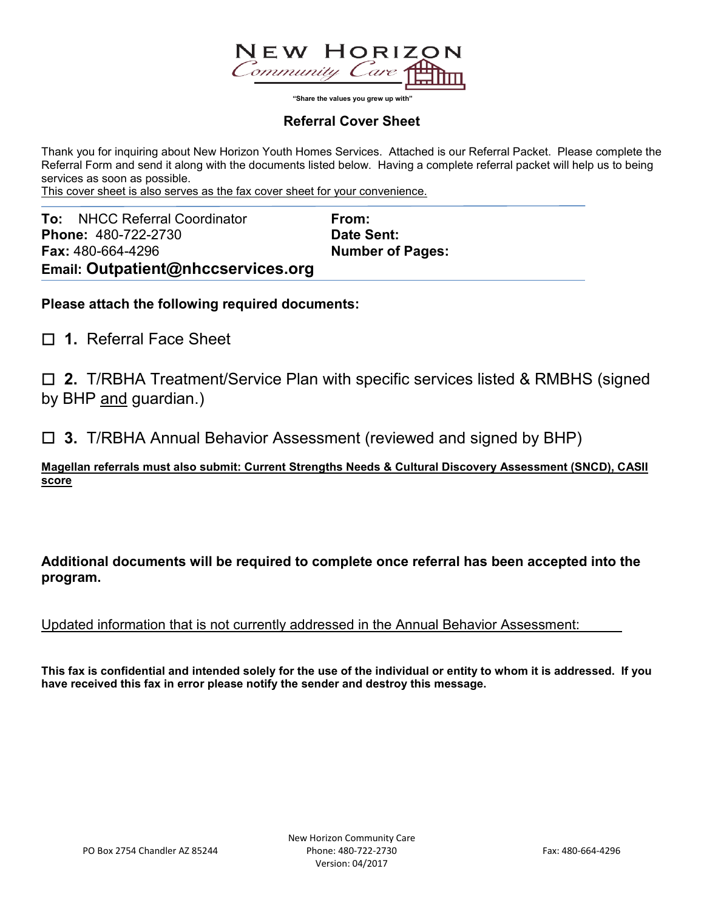# NEW HORIZON Community Care

"Share the values you grew up with"

## Referral Cover Sheet

Thank you for inquiring about New Horizon Youth Homes Services. Attached is our Referral Packet. Please complete the Referral Form and send it along with the documents listed below. Having a complete referral packet will help us to being services as soon as possible.

This cover sheet is also serves as the fax cover sheet for your convenience.

| | |
|---|---|
| **To:** NHCC Referral Coordinator | **From:** |
| **Phone:** 480-722-2730 | **Date Sent:** |
| **Fax:** 480-664-4296 | **Number of Pages:** |
| **Email: Outpatient@nhccservices.org** | |

**Please attach the following required documents:**

☐ **1.** Referral Face Sheet

☐ **2.** T/RBHA Treatment/Service Plan with specific services listed & RMBHS (signed by BHP and guardian.)

☐ **3.** T/RBHA Annual Behavior Assessment (reviewed and signed by BHP)

**Magellan referrals must also submit: Current Strengths Needs & Cultural Discovery Assessment (SNCD), CASII score**

**Additional documents will be required to complete once referral has been accepted into the program.**

Updated information that is not currently addressed in the Annual Behavior Assessment: ______

**This fax is confidential and intended solely for the use of the individual or entity to whom it is addressed. If you have received this fax in error please notify the sender and destroy this message.**

PO Box 2754 Chandler AZ 85244 | New Horizon Community Care Phone: 480-722-2730 Version: 04/2017 | Fax: 480-664-4296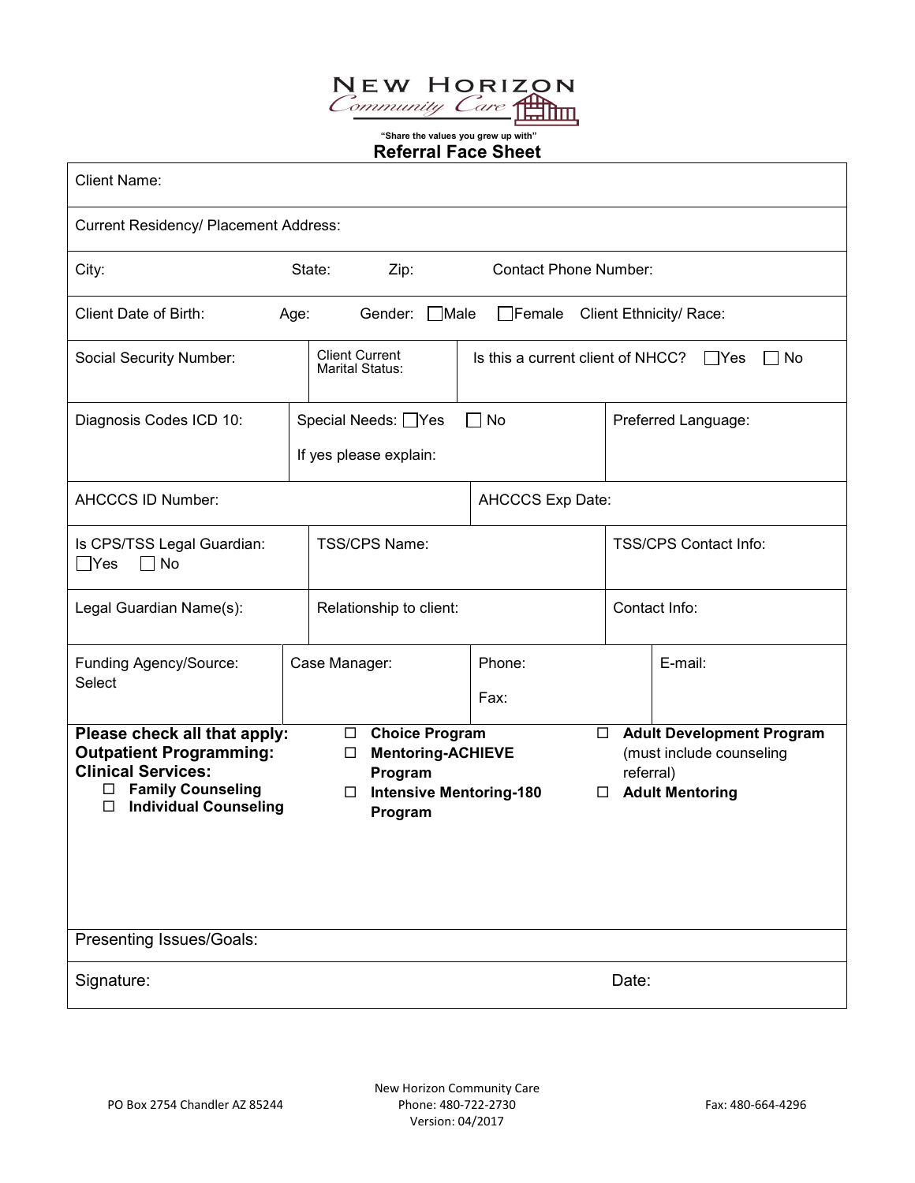# NEW HORIZON Community Care

"Share the values you grew up with"

## Referral Face Sheet

Client Name:

Current Residency/ Placement Address:

City: State: Zip: Contact Phone Number:

Client Date of Birth: Age: Gender: ☐Male ☐Female Client Ethnicity/ Race:

| | | |
|---|---|---|
| Social Security Number: | Client Current Marital Status: | Is this a current client of NHCC? ☐Yes ☐ No |

| | | |
|---|---|---|
| Diagnosis Codes ICD 10: | Special Needs: ☐Yes ☐ No<br>If yes please explain: | Preferred Language: |

| | |
|---|---|
| AHCCCS ID Number: | AHCCCS Exp Date: |

| | | |
|---|---|---|
| Is CPS/TSS Legal Guardian: ☐Yes ☐ No | TSS/CPS Name: | TSS/CPS Contact Info: |
| Legal Guardian Name(s): | Relationship to client: | Contact Info: |

| | | | |
|---|---|---|---|
| Funding Agency/Source: Select | Case Manager: | Phone:<br>Fax: | E-mail: |

**Please check all that apply:**
**Outpatient Programming:**
**Clinical Services:**

- ☐ **Family Counseling**
- ☐ **Individual Counseling**
- ☐ **Choice Program**
- ☐ **Mentoring-ACHIEVE Program**
- ☐ **Intensive Mentoring-180 Program**
- ☐ **Adult Development Program** (must include counseling referral)
- ☐ **Adult Mentoring**

Presenting Issues/Goals:

Signature: Date:

PO Box 2754 Chandler AZ 85244

New Horizon Community Care
Phone: 480-722-2730
Version: 04/2017

Fax: 480-664-4296